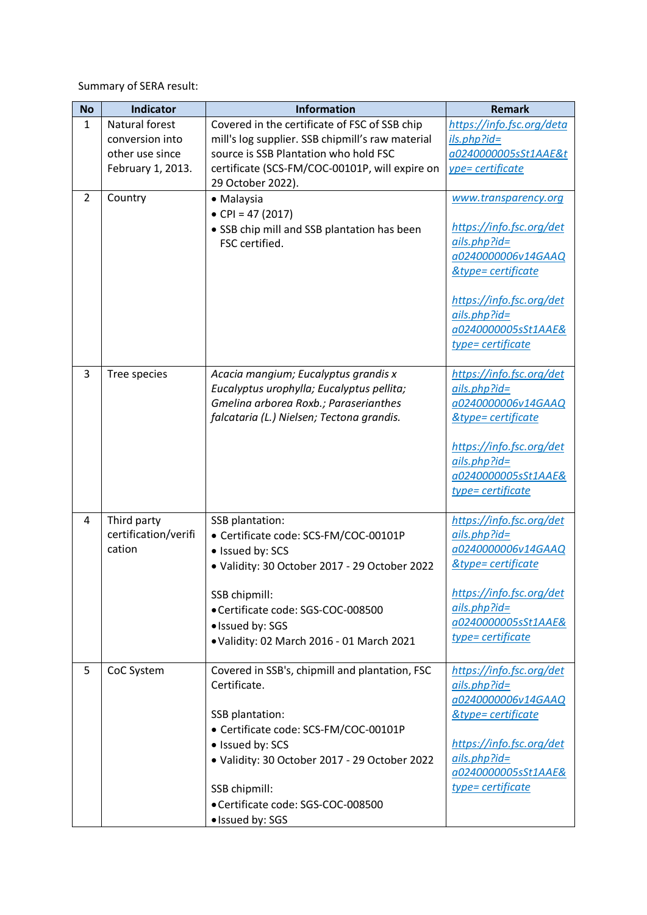Summary of SERA result:

| No | Indicator | Information | Remark |
|---|---|---|---|
| 1 | Natural forest conversion into other use since February 1, 2013. | Covered in the certificate of FSC of SSB chip mill's log supplier. SSB chipmill's raw material source is SSB Plantation who hold FSC certificate (SCS-FM/COC-00101P, will expire on 29 October 2022). | *https://info.fsc.org/details.php?id=a0240000005sSt1AAE&type= certificate* |
| 2 | Country | • Malaysia<br>• CPI = 47 (2017)<br>• SSB chip mill and SSB plantation has been FSC certified. | *www.transparency.org*<br><br>*https://info.fsc.org/details.php?id=a0240000006v14GAAQ&type= certificate*<br><br>*https://info.fsc.org/details.php?id=a0240000005sSt1AAE&type= certificate* |
| 3 | Tree species | *Acacia mangium; Eucalyptus grandis x Eucalyptus urophylla; Eucalyptus pellita; Gmelina arborea Roxb.; Paraserianthes falcataria (L.) Nielsen; Tectona grandis.* | *https://info.fsc.org/details.php?id=a0240000006v14GAAQ&type= certificate*<br><br>*https://info.fsc.org/details.php?id=a0240000005sSt1AAE&type= certificate* |
| 4 | Third party certification/verification | SSB plantation:<br>• Certificate code: SCS-FM/COC-00101P<br>• Issued by: SCS<br>• Validity: 30 October 2017 - 29 October 2022<br><br>SSB chipmill:<br>• Certificate code: SGS-COC-008500<br>• Issued by: SGS<br>• Validity: 02 March 2016 - 01 March 2021 | *https://info.fsc.org/details.php?id=a0240000006v14GAAQ&type= certificate*<br><br>*https://info.fsc.org/details.php?id=a0240000005sSt1AAE&type= certificate* |
| 5 | CoC System | Covered in SSB's, chipmill and plantation, FSC Certificate.<br><br>SSB plantation:<br>• Certificate code: SCS-FM/COC-00101P<br>• Issued by: SCS<br>• Validity: 30 October 2017 - 29 October 2022<br><br>SSB chipmill:<br>• Certificate code: SGS-COC-008500<br>• Issued by: SGS | *https://info.fsc.org/details.php?id=a0240000006v14GAAQ&type= certificate*<br><br>*https://info.fsc.org/details.php?id=a0240000005sSt1AAE&type= certificate* |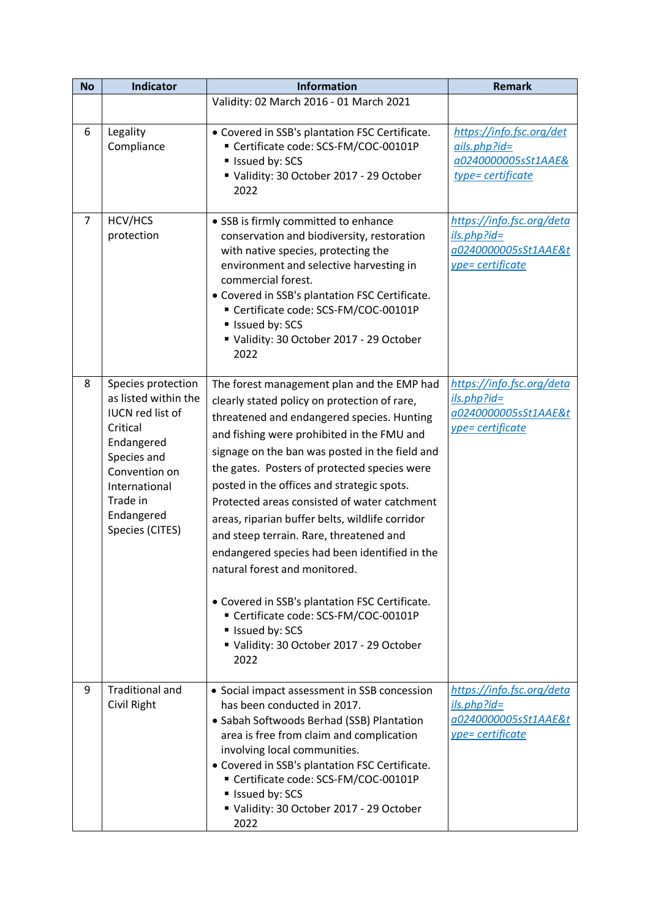| No | Indicator | Information | Remark |
|---|---|---|---|
| | | Validity: 02 March 2016 - 01 March 2021 | |
| 6 | Legality Compliance | • Covered in SSB's plantation FSC Certificate.<br>▪ Certificate code: SCS-FM/COC-00101P<br>▪ Issued by: SCS<br>▪ Validity: 30 October 2017 - 29 October 2022 | *https://info.fsc.org/details.php?id= a0240000005sSt1AAE&type= certificate* |
| 7 | HCV/HCS protection | • SSB is firmly committed to enhance conservation and biodiversity, restoration with native species, protecting the environment and selective harvesting in commercial forest.<br>• Covered in SSB's plantation FSC Certificate.<br>▪ Certificate code: SCS-FM/COC-00101P<br>▪ Issued by: SCS<br>▪ Validity: 30 October 2017 - 29 October 2022 | *https://info.fsc.org/details.php?id= a0240000005sSt1AAE&type= certificate* |
| 8 | Species protection as listed within the IUCN red list of Critical Endangered Species and Convention on International Trade in Endangered Species (CITES) | The forest management plan and the EMP had clearly stated policy on protection of rare, threatened and endangered species. Hunting and fishing were prohibited in the FMU and signage on the ban was posted in the field and the gates. Posters of protected species were posted in the offices and strategic spots. Protected areas consisted of water catchment areas, riparian buffer belts, wildlife corridor and steep terrain. Rare, threatened and endangered species had been identified in the natural forest and monitored.<br><br>• Covered in SSB's plantation FSC Certificate.<br>▪ Certificate code: SCS-FM/COC-00101P<br>▪ Issued by: SCS<br>▪ Validity: 30 October 2017 - 29 October 2022 | *https://info.fsc.org/details.php?id= a0240000005sSt1AAE&type= certificate* |
| 9 | Traditional and Civil Right | • Social impact assessment in SSB concession has been conducted in 2017.<br>• Sabah Softwoods Berhad (SSB) Plantation area is free from claim and complication involving local communities.<br>• Covered in SSB's plantation FSC Certificate.<br>▪ Certificate code: SCS-FM/COC-00101P<br>▪ Issued by: SCS<br>▪ Validity: 30 October 2017 - 29 October 2022 | *https://info.fsc.org/details.php?id= a0240000005sSt1AAE&type= certificate* |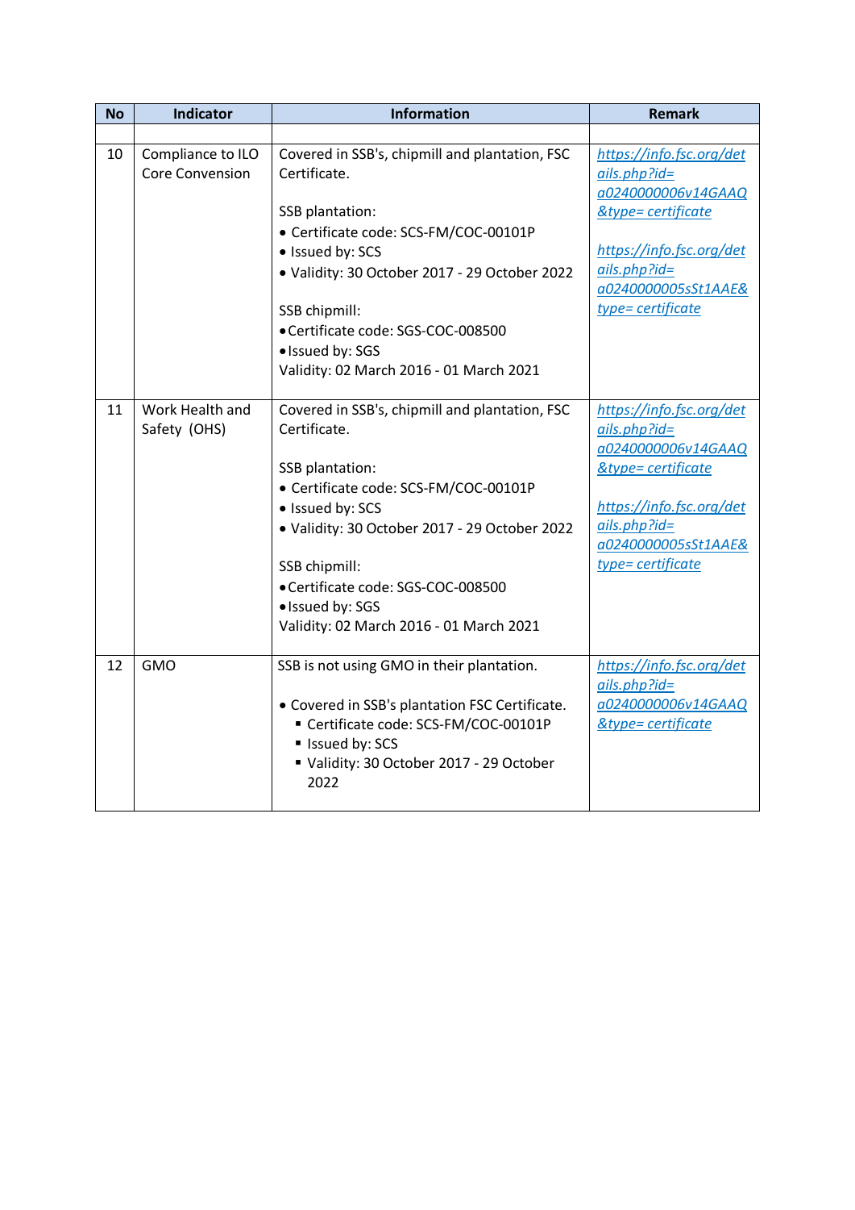| No | Indicator | Information | Remark |
|---|---|---|---|
| | | | |
| 10 | Compliance to ILO Core Convension | Covered in SSB's, chipmill and plantation, FSC Certificate.<br><br>SSB plantation:<br>• Certificate code: SCS-FM/COC-00101P<br>• Issued by: SCS<br>• Validity: 30 October 2017 - 29 October 2022<br><br>SSB chipmill:<br>• Certificate code: SGS-COC-008500<br>• Issued by: SGS<br>Validity: 02 March 2016 - 01 March 2021 | https://info.fsc.org/details.php?id= a0240000006v14GAAQ &type= certificate<br><br>https://info.fsc.org/details.php?id= a0240000005sSt1AAE& type= certificate |
| 11 | Work Health and Safety (OHS) | Covered in SSB's, chipmill and plantation, FSC Certificate.<br><br>SSB plantation:<br>• Certificate code: SCS-FM/COC-00101P<br>• Issued by: SCS<br>• Validity: 30 October 2017 - 29 October 2022<br><br>SSB chipmill:<br>• Certificate code: SGS-COC-008500<br>• Issued by: SGS<br>Validity: 02 March 2016 - 01 March 2021 | https://info.fsc.org/details.php?id= a0240000006v14GAAQ &type= certificate<br><br>https://info.fsc.org/details.php?id= a0240000005sSt1AAE& type= certificate |
| 12 | GMO | SSB is not using GMO in their plantation.<br><br>• Covered in SSB's plantation FSC Certificate.<br>  ▪ Certificate code: SCS-FM/COC-00101P<br>  ▪ Issued by: SCS<br>  ▪ Validity: 30 October 2017 - 29 October 2022 | https://info.fsc.org/details.php?id= a0240000006v14GAAQ &type= certificate |